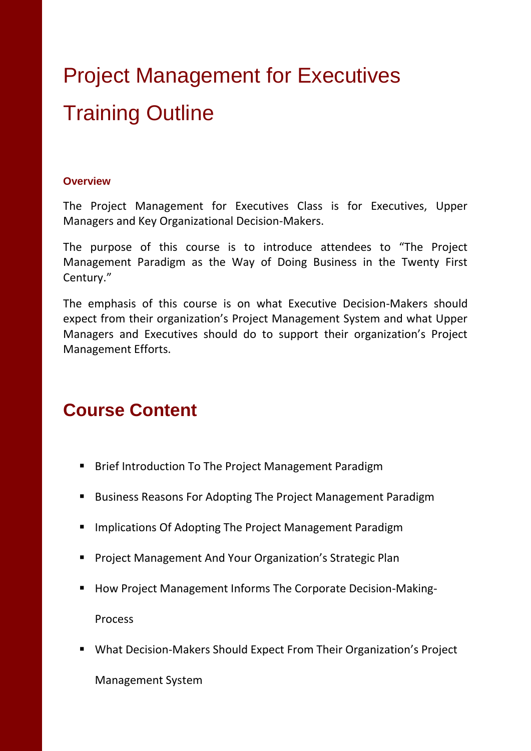# Project Management for Executives Training Outline

### Overview

The Project Management for Executives Class is for Executives, Upper Managers and Key Organizational Decision-Makers.

The purpose of this course is to introduce attendees to "The Project Management Paradigm as the Way of Doing Business in the Twenty First Century."

The emphasis of this course is on what Executive Decision-Makers should expect from their organization's Project Management System and what Upper Managers and Executives should do to support their organization's Project Management Efforts.

## Course Content

- Brief Introduction To The Project Management Paradigm
- Business Reasons For Adopting The Project Management Paradigm
- Implications Of Adopting The Project Management Paradigm
- Project Management And Your Organization's Strategic Plan
- How Project Management Informs The Corporate Decision-Making-Process
- What Decision-Makers Should Expect From Their Organization's Project Management System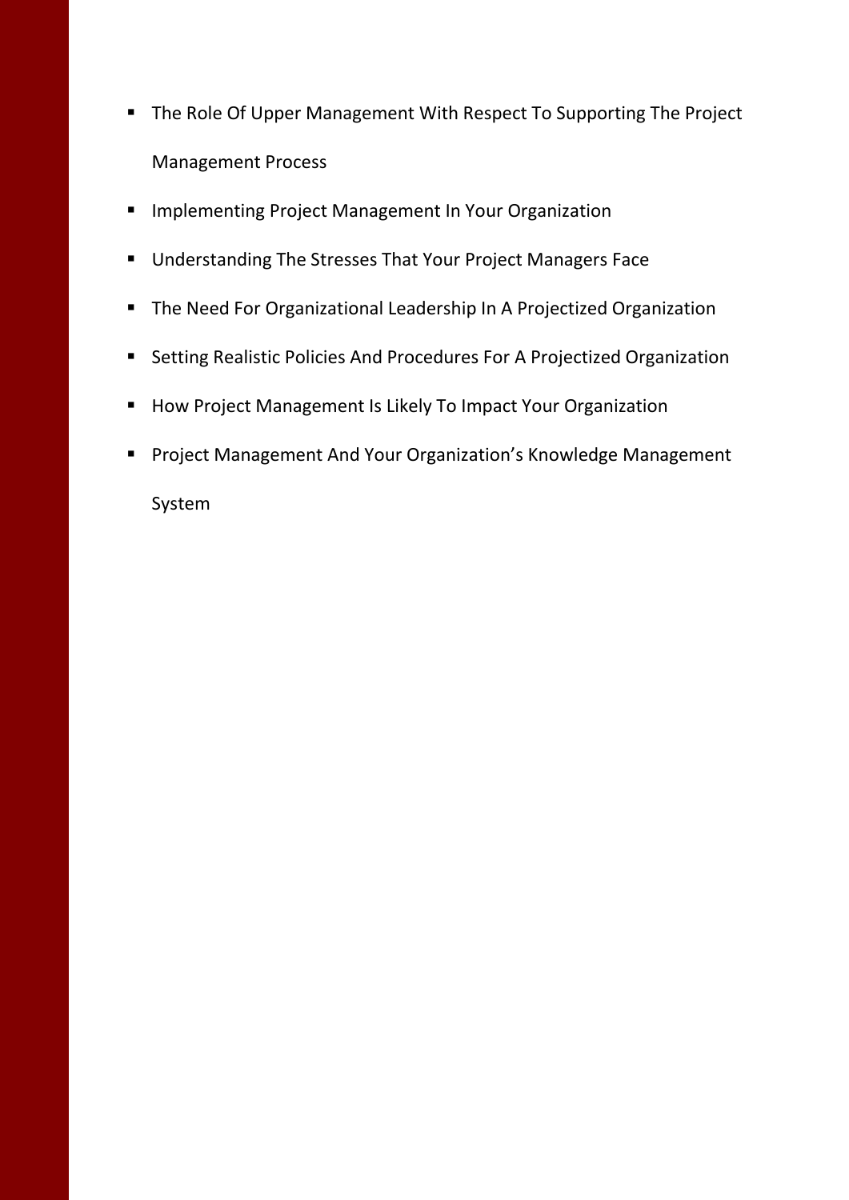- The Role Of Upper Management With Respect To Supporting The Project Management Process
- Implementing Project Management In Your Organization
- Understanding The Stresses That Your Project Managers Face
- The Need For Organizational Leadership In A Projectized Organization
- Setting Realistic Policies And Procedures For A Projectized Organization
- How Project Management Is Likely To Impact Your Organization
- Project Management And Your Organization's Knowledge Management System